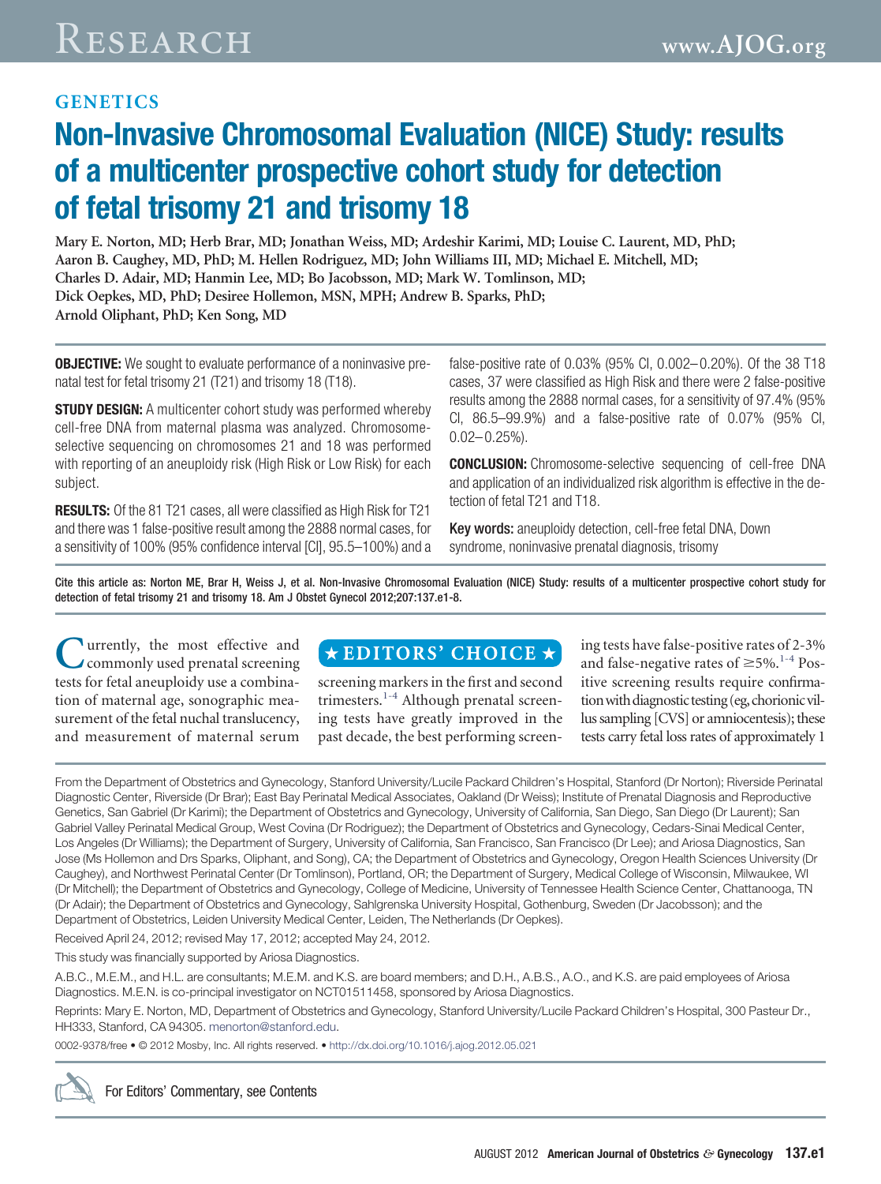## GENETICS

# Non-Invasive Chromosomal Evaluation (NICE) Study: results of a multicenter prospective cohort study for detection of fetal trisomy 21 and trisomy 18

Mary E. Norton, MD; Herb Brar, MD; Jonathan Weiss, MD; Ardeshir Karimi, MD; Louise C. Laurent, MD, PhD; Aaron B. Caughey, MD, PhD; M. Hellen Rodriguez, MD; John Williams III, MD; Michael E. Mitchell, MD; Charles D. Adair, MD; Hanmin Lee, MD; Bo Jacobsson, MD; Mark W. Tomlinson, MD; Dick Oepkes, MD, PhD; Desiree Hollemon, MSN, MPH; Andrew B. Sparks, PhD; Arnold Oliphant, PhD; Ken Song, MD

**OBJECTIVE:** We sought to evaluate performance of a noninvasive prenatal test for fetal trisomy 21 (T21) and trisomy 18 (T18).

**STUDY DESIGN:** A multicenter cohort study was performed whereby cell-free DNA from maternal plasma was analyzed. Chromosome-selective sequencing on chromosomes 21 and 18 was performed with reporting of an aneuploidy risk (High Risk or Low Risk) for each subject.

**RESULTS:** Of the 81 T21 cases, all were classified as High Risk for T21 and there was 1 false-positive result among the 2888 normal cases, for a sensitivity of 100% (95% confidence interval [CI], 95.5–100%) and a false-positive rate of 0.03% (95% CI, 0.002–0.20%). Of the 38 T18 cases, 37 were classified as High Risk and there were 2 false-positive results among the 2888 normal cases, for a sensitivity of 97.4% (95% CI, 86.5–99.9%) and a false-positive rate of 0.07% (95% CI, 0.02–0.25%).

**CONCLUSION:** Chromosome-selective sequencing of cell-free DNA and application of an individualized risk algorithm is effective in the detection of fetal T21 and T18.

**Key words:** aneuploidy detection, cell-free fetal DNA, Down syndrome, noninvasive prenatal diagnosis, trisomy

Cite this article as: Norton ME, Brar H, Weiss J, et al. Non-Invasive Chromosomal Evaluation (NICE) Study: results of a multicenter prospective cohort study for detection of fetal trisomy 21 and trisomy 18. Am J Obstet Gynecol 2012;207:137.e1-8.

★ EDITORS' CHOICE ★

Currently, the most effective and commonly used prenatal screening tests for fetal aneuploidy use a combination of maternal age, sonographic measurement of the fetal nuchal translucency, and measurement of maternal serum screening markers in the first and second trimesters.[1-4] Although prenatal screening tests have greatly improved in the past decade, the best performing screening tests have false-positive rates of 2-3% and false-negative rates of ≥5%.[1-4] Positive screening results require confirmation with diagnostic testing (eg, chorionic villus sampling [CVS] or amniocentesis); these tests carry fetal loss rates of approximately 1

From the Department of Obstetrics and Gynecology, Stanford University/Lucile Packard Children's Hospital, Stanford (Dr Norton); Riverside Perinatal Diagnostic Center, Riverside (Dr Brar); East Bay Perinatal Medical Associates, Oakland (Dr Weiss); Institute of Prenatal Diagnosis and Reproductive Genetics, San Gabriel (Dr Karimi); the Department of Obstetrics and Gynecology, University of California, San Diego, San Diego (Dr Laurent); San Gabriel Valley Perinatal Medical Group, West Covina (Dr Rodriguez); the Department of Obstetrics and Gynecology, Cedars-Sinai Medical Center, Los Angeles (Dr Williams); the Department of Surgery, University of California, San Francisco, San Francisco (Dr Lee); and Ariosa Diagnostics, San Jose (Ms Hollemon and Drs Sparks, Oliphant, and Song), CA; the Department of Obstetrics and Gynecology, Oregon Health Sciences University (Dr Caughey), and Northwest Perinatal Center (Dr Tomlinson), Portland, OR; the Department of Surgery, Medical College of Wisconsin, Milwaukee, WI (Dr Mitchell); the Department of Obstetrics and Gynecology, College of Medicine, University of Tennessee Health Science Center, Chattanooga, TN (Dr Adair); the Department of Obstetrics and Gynecology, Sahlgrenska University Hospital, Gothenburg, Sweden (Dr Jacobsson); and the Department of Obstetrics, Leiden University Medical Center, Leiden, The Netherlands (Dr Oepkes).

Received April 24, 2012; revised May 17, 2012; accepted May 24, 2012.

This study was financially supported by Ariosa Diagnostics.

A.B.C., M.E.M., and H.L. are consultants; M.E.M. and K.S. are board members; and D.H., A.B.S., A.O., and K.S. are paid employees of Ariosa Diagnostics. M.E.N. is co-principal investigator on NCT01511458, sponsored by Ariosa Diagnostics.

Reprints: Mary E. Norton, MD, Department of Obstetrics and Gynecology, Stanford University/Lucile Packard Children's Hospital, 300 Pasteur Dr., HH333, Stanford, CA 94305. menorton@stanford.edu.

0002-9378/free • © 2012 Mosby, Inc. All rights reserved. • http://dx.doi.org/10.1016/j.ajog.2012.05.021

For Editors' Commentary, see Contents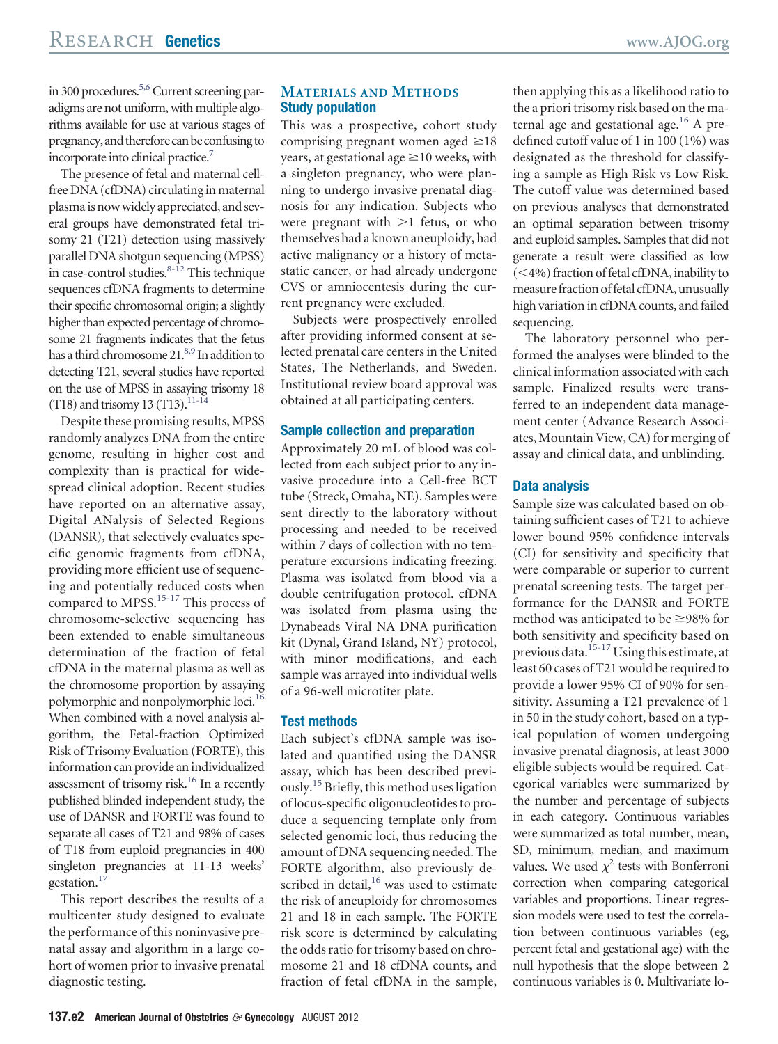in 300 procedures.[5,6] Current screening paradigms are not uniform, with multiple algorithms available for use at various stages of pregnancy, and therefore can be confusing to incorporate into clinical practice.[7]

The presence of fetal and maternal cell-free DNA (cfDNA) circulating in maternal plasma is now widely appreciated, and several groups have demonstrated fetal trisomy 21 (T21) detection using massively parallel DNA shotgun sequencing (MPSS) in case-control studies.[8-12] This technique sequences cfDNA fragments to determine their specific chromosomal origin; a slightly higher than expected percentage of chromosome 21 fragments indicates that the fetus has a third chromosome 21.[8,9] In addition to detecting T21, several studies have reported on the use of MPSS in assaying trisomy 18 (T18) and trisomy 13 (T13).[11-14]

Despite these promising results, MPSS randomly analyzes DNA from the entire genome, resulting in higher cost and complexity than is practical for widespread clinical adoption. Recent studies have reported on an alternative assay, Digital ANalysis of Selected Regions (DANSR), that selectively evaluates specific genomic fragments from cfDNA, providing more efficient use of sequencing and potentially reduced costs when compared to MPSS.[15-17] This process of chromosome-selective sequencing has been extended to enable simultaneous determination of the fraction of fetal cfDNA in the maternal plasma as well as the chromosome proportion by assaying polymorphic and nonpolymorphic loci.[16] When combined with a novel analysis algorithm, the Fetal-fraction Optimized Risk of Trisomy Evaluation (FORTE), this information can provide an individualized assessment of trisomy risk.[16] In a recently published blinded independent study, the use of DANSR and FORTE was found to separate all cases of T21 and 98% of cases of T18 from euploid pregnancies in 400 singleton pregnancies at 11-13 weeks' gestation.[17]

This report describes the results of a multicenter study designed to evaluate the performance of this noninvasive prenatal assay and algorithm in a large cohort of women prior to invasive prenatal diagnostic testing.

## Materials and Methods

### Study population

This was a prospective, cohort study comprising pregnant women aged ≥18 years, at gestational age ≥10 weeks, with a singleton pregnancy, who were planning to undergo invasive prenatal diagnosis for any indication. Subjects who were pregnant with >1 fetus, or who themselves had a known aneuploidy, had active malignancy or a history of metastatic cancer, or had already undergone CVS or amniocentesis during the current pregnancy were excluded.

Subjects were prospectively enrolled after providing informed consent at selected prenatal care centers in the United States, The Netherlands, and Sweden. Institutional review board approval was obtained at all participating centers.

### Sample collection and preparation

Approximately 20 mL of blood was collected from each subject prior to any invasive procedure into a Cell-free BCT tube (Streck, Omaha, NE). Samples were sent directly to the laboratory without processing and needed to be received within 7 days of collection with no temperature excursions indicating freezing. Plasma was isolated from blood via a double centrifugation protocol. cfDNA was isolated from plasma using the Dynabeads Viral NA DNA purification kit (Dynal, Grand Island, NY) protocol, with minor modifications, and each sample was arrayed into individual wells of a 96-well microtiter plate.

### Test methods

Each subject's cfDNA sample was isolated and quantified using the DANSR assay, which has been described previously.[15] Briefly, this method uses ligation of locus-specific oligonucleotides to produce a sequencing template only from selected genomic loci, thus reducing the amount of DNA sequencing needed. The FORTE algorithm, also previously described in detail,[16] was used to estimate the risk of aneuploidy for chromosomes 21 and 18 in each sample. The FORTE risk score is determined by calculating the odds ratio for trisomy based on chromosome 21 and 18 cfDNA counts, and fraction of fetal cfDNA in the sample, then applying this as a likelihood ratio to the a priori trisomy risk based on the maternal age and gestational age.[16] A predefined cutoff value of 1 in 100 (1%) was designated as the threshold for classifying a sample as High Risk vs Low Risk. The cutoff value was determined based on previous analyses that demonstrated an optimal separation between trisomy and euploid samples. Samples that did not generate a result were classified as low (<4%) fraction of fetal cfDNA, inability to measure fraction of fetal cfDNA, unusually high variation in cfDNA counts, and failed sequencing.

The laboratory personnel who performed the analyses were blinded to the clinical information associated with each sample. Finalized results were transferred to an independent data management center (Advance Research Associates, Mountain View, CA) for merging of assay and clinical data, and unblinding.

### Data analysis

Sample size was calculated based on obtaining sufficient cases of T21 to achieve lower bound 95% confidence intervals (CI) for sensitivity and specificity that were comparable or superior to current prenatal screening tests. The target performance for the DANSR and FORTE method was anticipated to be ≥98% for both sensitivity and specificity based on previous data.[15-17] Using this estimate, at least 60 cases of T21 would be required to provide a lower 95% CI of 90% for sensitivity. Assuming a T21 prevalence of 1 in 50 in the study cohort, based on a typical population of women undergoing invasive prenatal diagnosis, at least 3000 eligible subjects would be required. Categorical variables were summarized by the number and percentage of subjects in each category. Continuous variables were summarized as total number, mean, SD, minimum, median, and maximum values. We used $\chi^2$ tests with Bonferroni correction when comparing categorical variables and proportions. Linear regression models were used to test the correlation between continuous variables (eg, percent fetal and gestational age) with the null hypothesis that the slope between 2 continuous variables is 0. Multivariate lo-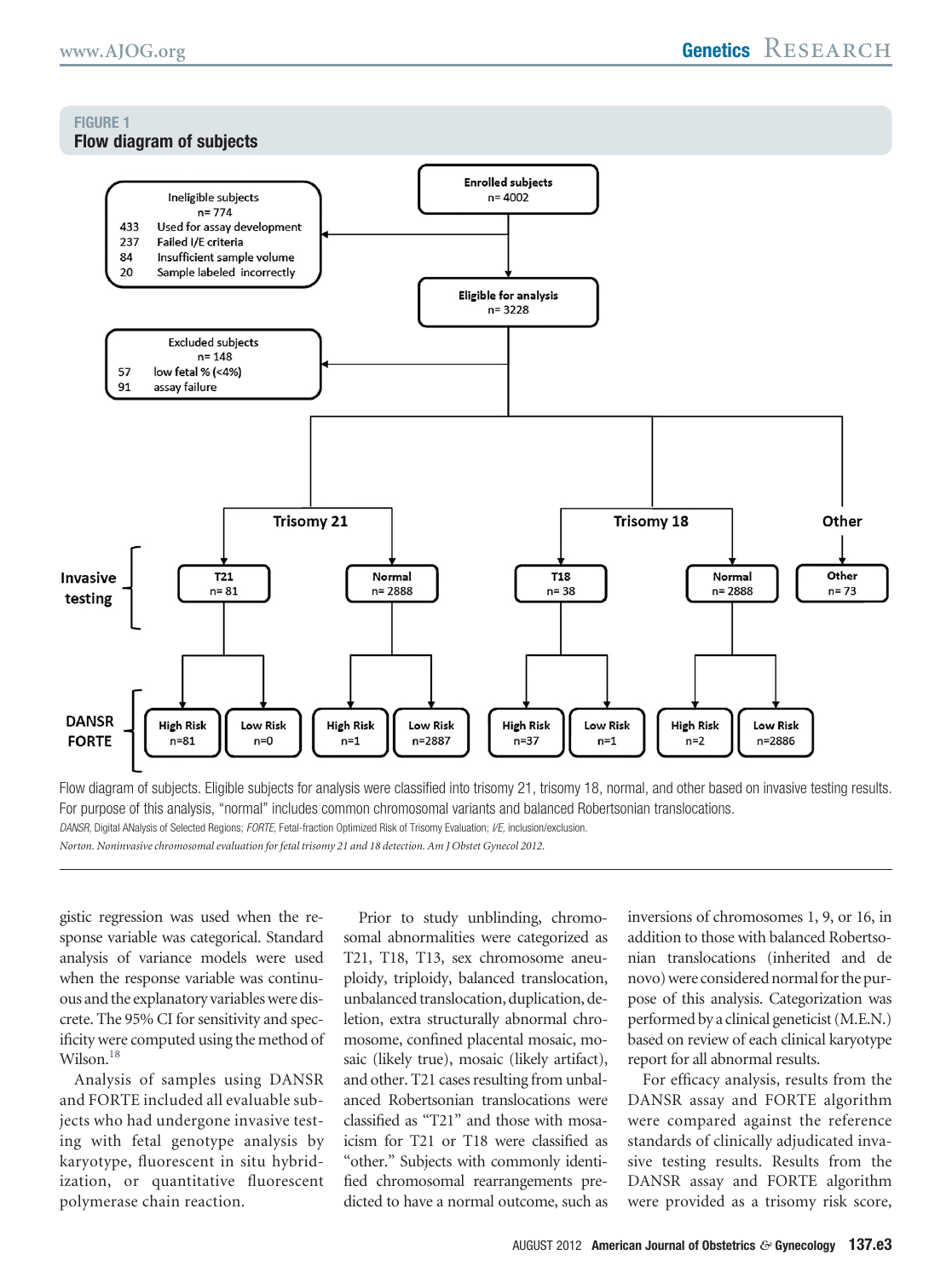## FIGURE 1
### Flow diagram of subjects

Flow diagram of subjects. Eligible subjects for analysis were classified into trisomy 21, trisomy 18, normal, and other based on invasive testing results. For purpose of this analysis, "normal" includes common chromosomal variants and balanced Robertsonian translocations.

*DANSR*, Digital ANalysis of Selected Regions; *FORTE*, Fetal-fraction Optimized Risk of Trisomy Evaluation; *I/E*, inclusion/exclusion.

*Norton. Noninvasive chromosomal evaluation for fetal trisomy 21 and 18 detection. Am J Obstet Gynecol 2012.*

gistic regression was used when the response variable was categorical. Standard analysis of variance models were used when the response variable was continuous and the explanatory variables were discrete. The 95% CI for sensitivity and specificity were computed using the method of Wilson.[18]

Analysis of samples using DANSR and FORTE included all evaluable subjects who had undergone invasive testing with fetal genotype analysis by karyotype, fluorescent in situ hybridization, or quantitative fluorescent polymerase chain reaction.

Prior to study unblinding, chromosomal abnormalities were categorized as T21, T18, T13, sex chromosome aneuploidy, triploidy, balanced translocation, unbalanced translocation, duplication, deletion, extra structurally abnormal chromosome, confined placental mosaic, mosaic (likely true), mosaic (likely artifact), and other. T21 cases resulting from unbalanced Robertsonian translocations were classified as "T21" and those with mosaicism for T21 or T18 were classified as "other." Subjects with commonly identified chromosomal rearrangements predicted to have a normal outcome, such as inversions of chromosomes 1, 9, or 16, in addition to those with balanced Robertsonian translocations (inherited and de novo) were considered normal for the purpose of this analysis. Categorization was performed by a clinical geneticist (M.E.N.) based on review of each clinical karyotype report for all abnormal results.

For efficacy analysis, results from the DANSR assay and FORTE algorithm were compared against the reference standards of clinically adjudicated invasive testing results. Results from the DANSR assay and FORTE algorithm were provided as a trisomy risk score,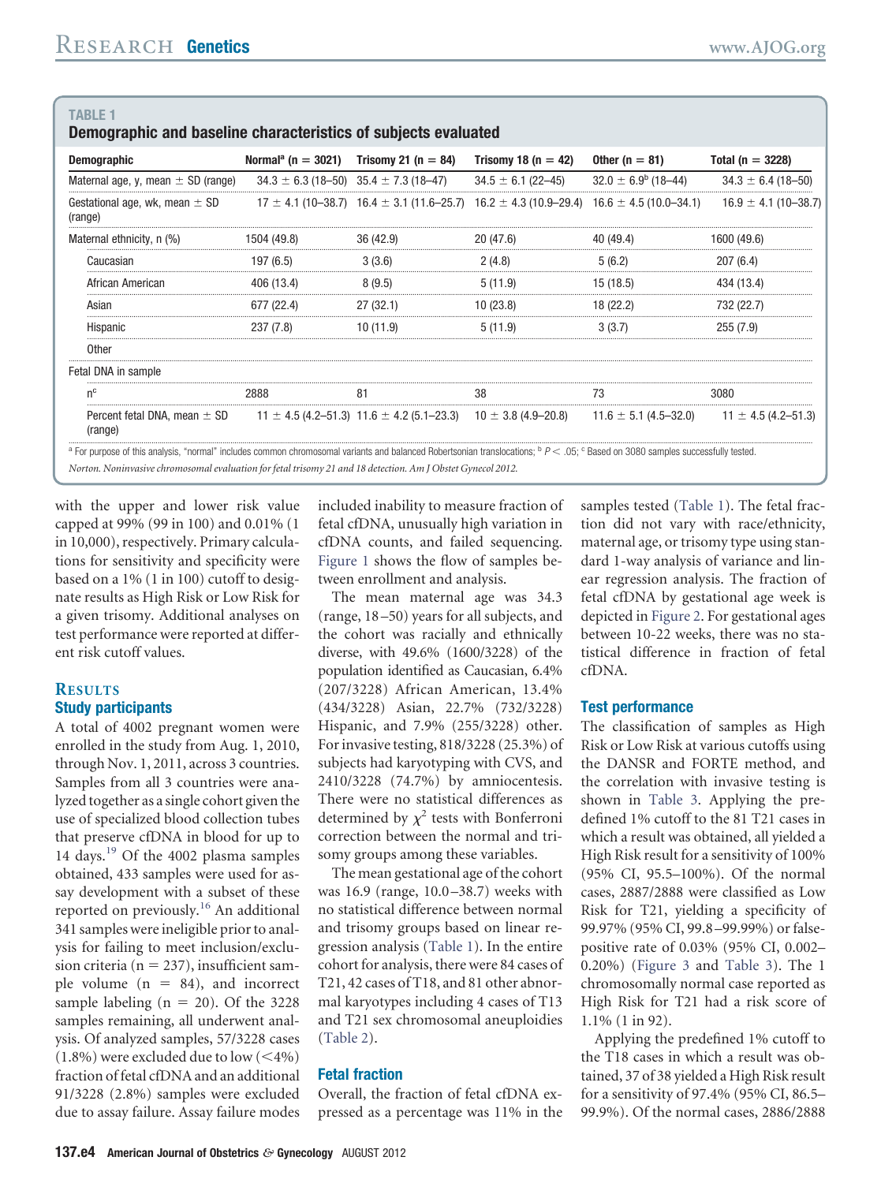**TABLE 1**
**Demographic and baseline characteristics of subjects evaluated**

| Demographic | Normal[a] (n = 3021) | Trisomy 21 (n = 84) | Trisomy 18 (n = 42) | Other (n = 81) | Total (n = 3228) |
|---|---|---|---|---|---|
| Maternal age, y, mean ± SD (range) | 34.3 ± 6.3 (18–50) | 35.4 ± 7.3 (18–47) | 34.5 ± 6.1 (22–45) | 32.0 ± 6.9[b] (18–44) | 34.3 ± 6.4 (18–50) |
| Gestational age, wk, mean ± SD (range) | 17 ± 4.1 (10–38.7) | 16.4 ± 3.1 (11.6–25.7) | 16.2 ± 4.3 (10.9–29.4) | 16.6 ± 4.5 (10.0–34.1) | 16.9 ± 4.1 (10–38.7) |
| Maternal ethnicity, n (%) | 1504 (49.8) | 36 (42.9) | 20 (47.6) | 40 (49.4) | 1600 (49.6) |
| Caucasian | 197 (6.5) | 3 (3.6) | 2 (4.8) | 5 (6.2) | 207 (6.4) |
| African American | 406 (13.4) | 8 (9.5) | 5 (11.9) | 15 (18.5) | 434 (13.4) |
| Asian | 677 (22.4) | 27 (32.1) | 10 (23.8) | 18 (22.2) | 732 (22.7) |
| Hispanic | 237 (7.8) | 10 (11.9) | 5 (11.9) | 3 (3.7) | 255 (7.9) |
| Other | | | | | |
| Fetal DNA in sample | | | | | |
| n[c] | 2888 | 81 | 38 | 73 | 3080 |
| Percent fetal DNA, mean ± SD (range) | 11 ± 4.5 (4.2–51.3) | 11.6 ± 4.2 (5.1–23.3) | 10 ± 3.8 (4.9–20.8) | 11.6 ± 5.1 (4.5–32.0) | 11 ± 4.5 (4.2–51.3) |

[a] For purpose of this analysis, "normal" includes common chromosomal variants and balanced Robertsonian translocations; [b] $P < .05$; [c] Based on 3080 samples successfully tested.

*Norton. Noninvasive chromosomal evaluation for fetal trisomy 21 and 18 detection. Am J Obstet Gynecol 2012.*

with the upper and lower risk value capped at 99% (99 in 100) and 0.01% (1 in 10,000), respectively. Primary calculations for sensitivity and specificity were based on a 1% (1 in 100) cutoff to designate results as High Risk or Low Risk for a given trisomy. Additional analyses on test performance were reported at different risk cutoff values.

## Results

### Study participants

A total of 4002 pregnant women were enrolled in the study from Aug. 1, 2010, through Nov. 1, 2011, across 3 countries. Samples from all 3 countries were analyzed together as a single cohort given the use of specialized blood collection tubes that preserve cfDNA in blood for up to 14 days.[19] Of the 4002 plasma samples obtained, 433 samples were used for assay development with a subset of these reported on previously.[16] An additional 341 samples were ineligible prior to analysis for failing to meet inclusion/exclusion criteria (n = 237), insufficient sample volume (n = 84), and incorrect sample labeling (n = 20). Of the 3228 samples remaining, all underwent analysis. Of analyzed samples, 57/3228 cases (1.8%) were excluded due to low (<4%) fraction of fetal cfDNA and an additional 91/3228 (2.8%) samples were excluded due to assay failure. Assay failure modes included inability to measure fraction of fetal cfDNA, unusually high variation in cfDNA counts, and failed sequencing. Figure 1 shows the flow of samples between enrollment and analysis.

The mean maternal age was 34.3 (range, 18–50) years for all subjects, and the cohort was racially and ethnically diverse, with 49.6% (1600/3228) of the population identified as Caucasian, 6.4% (207/3228) African American, 13.4% (434/3228) Asian, 22.7% (732/3228) Hispanic, and 7.9% (255/3228) other. For invasive testing, 818/3228 (25.3%) of subjects had karyotyping with CVS, and 2410/3228 (74.7%) by amniocentesis. There were no statistical differences as determined by $\chi^2$ tests with Bonferroni correction between the normal and trisomy groups among these variables.

The mean gestational age of the cohort was 16.9 (range, 10.0–38.7) weeks with no statistical difference between normal and trisomy groups based on linear regression analysis (Table 1). In the entire cohort for analysis, there were 84 cases of T21, 42 cases of T18, and 81 other abnormal karyotypes including 4 cases of T13 and T21 sex chromosomal aneuploidies (Table 2).

### Fetal fraction

Overall, the fraction of fetal cfDNA expressed as a percentage was 11% in the samples tested (Table 1). The fetal fraction did not vary with race/ethnicity, maternal age, or trisomy type using standard 1-way analysis of variance and linear regression analysis. The fraction of fetal cfDNA by gestational age week is depicted in Figure 2. For gestational ages between 10-22 weeks, there was no statistical difference in fraction of fetal cfDNA.

### Test performance

The classification of samples as High Risk or Low Risk at various cutoffs using the DANSR and FORTE method, and the correlation with invasive testing is shown in Table 3. Applying the predefined 1% cutoff to the 81 T21 cases in which a result was obtained, all yielded a High Risk result for a sensitivity of 100% (95% CI, 95.5–100%). Of the normal cases, 2887/2888 were classified as Low Risk for T21, yielding a specificity of 99.97% (95% CI, 99.8–99.99%) or false-positive rate of 0.03% (95% CI, 0.002–0.20%) (Figure 3 and Table 3). The 1 chromosomally normal case reported as High Risk for T21 had a risk score of 1.1% (1 in 92).

Applying the predefined 1% cutoff to the T18 cases in which a result was obtained, 37 of 38 yielded a High Risk result for a sensitivity of 97.4% (95% CI, 86.5–99.9%). Of the normal cases, 2886/2888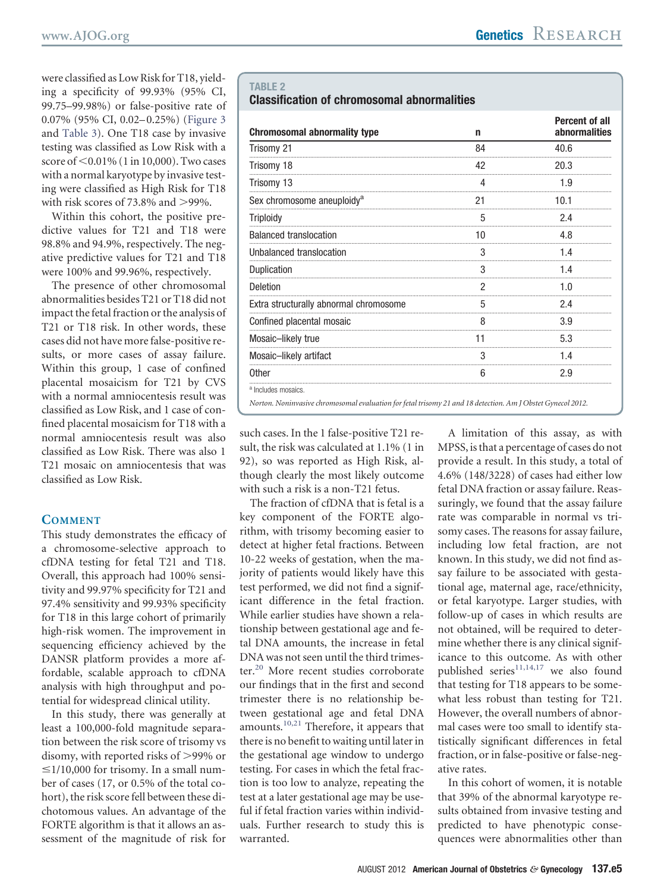were classified as Low Risk for T18, yielding a specificity of 99.93% (95% CI, 99.75–99.98%) or false-positive rate of 0.07% (95% CI, 0.02–0.25%) (Figure 3 and Table 3). One T18 case by invasive testing was classified as Low Risk with a score of <0.01% (1 in 10,000). Two cases with a normal karyotype by invasive testing were classified as High Risk for T18 with risk scores of 73.8% and >99%.

Within this cohort, the positive predictive values for T21 and T18 were 98.8% and 94.9%, respectively. The negative predictive values for T21 and T18 were 100% and 99.96%, respectively.

The presence of other chromosomal abnormalities besides T21 or T18 did not impact the fetal fraction or the analysis of T21 or T18 risk. In other words, these cases did not have more false-positive results, or more cases of assay failure. Within this group, 1 case of confined placental mosaicism for T21 by CVS with a normal amniocentesis result was classified as Low Risk, and 1 case of confined placental mosaicism for T18 with a normal amniocentesis result was also classified as Low Risk. There was also 1 T21 mosaic on amniocentesis that was classified as Low Risk.

**TABLE 2**
**Classification of chromosomal abnormalities**

| Chromosomal abnormality type | n | Percent of all abnormalities |
|---|---|---|
| Trisomy 21 | 84 | 40.6 |
| Trisomy 18 | 42 | 20.3 |
| Trisomy 13 | 4 | 1.9 |
| Sex chromosome aneuploidy[a] | 21 | 10.1 |
| Triploidy | 5 | 2.4 |
| Balanced translocation | 10 | 4.8 |
| Unbalanced translocation | 3 | 1.4 |
| Duplication | 3 | 1.4 |
| Deletion | 2 | 1.0 |
| Extra structurally abnormal chromosome | 5 | 2.4 |
| Confined placental mosaic | 8 | 3.9 |
| Mosaic–likely true | 11 | 5.3 |
| Mosaic–likely artifact | 3 | 1.4 |
| Other | 6 | 2.9 |

[a] Includes mosaics.

*Norton. Noninvasive chromosomal evaluation for fetal trisomy 21 and 18 detection. Am J Obstet Gynecol 2012.*

## Comment

This study demonstrates the efficacy of a chromosome-selective approach to cfDNA testing for fetal T21 and T18. Overall, this approach had 100% sensitivity and 99.97% specificity for T21 and 97.4% sensitivity and 99.93% specificity for T18 in this large cohort of primarily high-risk women. The improvement in sequencing efficiency achieved by the DANSR platform provides a more affordable, scalable approach to cfDNA analysis with high throughput and potential for widespread clinical utility.

In this study, there was generally at least a 100,000-fold magnitude separation between the risk score of trisomy vs disomy, with reported risks of >99% or ≤1/10,000 for trisomy. In a small number of cases (17, or 0.5% of the total cohort), the risk score fell between these dichotomous values. An advantage of the FORTE algorithm is that it allows an assessment of the magnitude of risk for such cases. In the 1 false-positive T21 result, the risk was calculated at 1.1% (1 in 92), so was reported as High Risk, although clearly the most likely outcome with such a risk is a non-T21 fetus.

The fraction of cfDNA that is fetal is a key component of the FORTE algorithm, with trisomy becoming easier to detect at higher fetal fractions. Between 10-22 weeks of gestation, when the majority of patients would likely have this test performed, we did not find a significant difference in the fetal fraction. While earlier studies have shown a relationship between gestational age and fetal DNA amounts, the increase in fetal DNA was not seen until the third trimester.[20] More recent studies corroborate our findings that in the first and second trimester there is no relationship between gestational age and fetal DNA amounts.[10,21] Therefore, it appears that there is no benefit to waiting until later in the gestational age window to undergo testing. For cases in which the fetal fraction is too low to analyze, repeating the test at a later gestational age may be useful if fetal fraction varies within individuals. Further research to study this is warranted.

A limitation of this assay, as with MPSS, is that a percentage of cases do not provide a result. In this study, a total of 4.6% (148/3228) of cases had either low fetal DNA fraction or assay failure. Reassuringly, we found that the assay failure rate was comparable in normal vs trisomy cases. The reasons for assay failure, including low fetal fraction, are not known. In this study, we did not find assay failure to be associated with gestational age, maternal age, race/ethnicity, or fetal karyotype. Larger studies, with follow-up of cases in which results are not obtained, will be required to determine whether there is any clinical significance to this outcome. As with other published series[11,14,17] we also found that testing for T18 appears to be somewhat less robust than testing for T21. However, the overall numbers of abnormal cases were too small to identify statistically significant differences in fetal fraction, or in false-positive or false-negative rates.

In this cohort of women, it is notable that 39% of the abnormal karyotype results obtained from invasive testing and predicted to have phenotypic consequences were abnormalities other than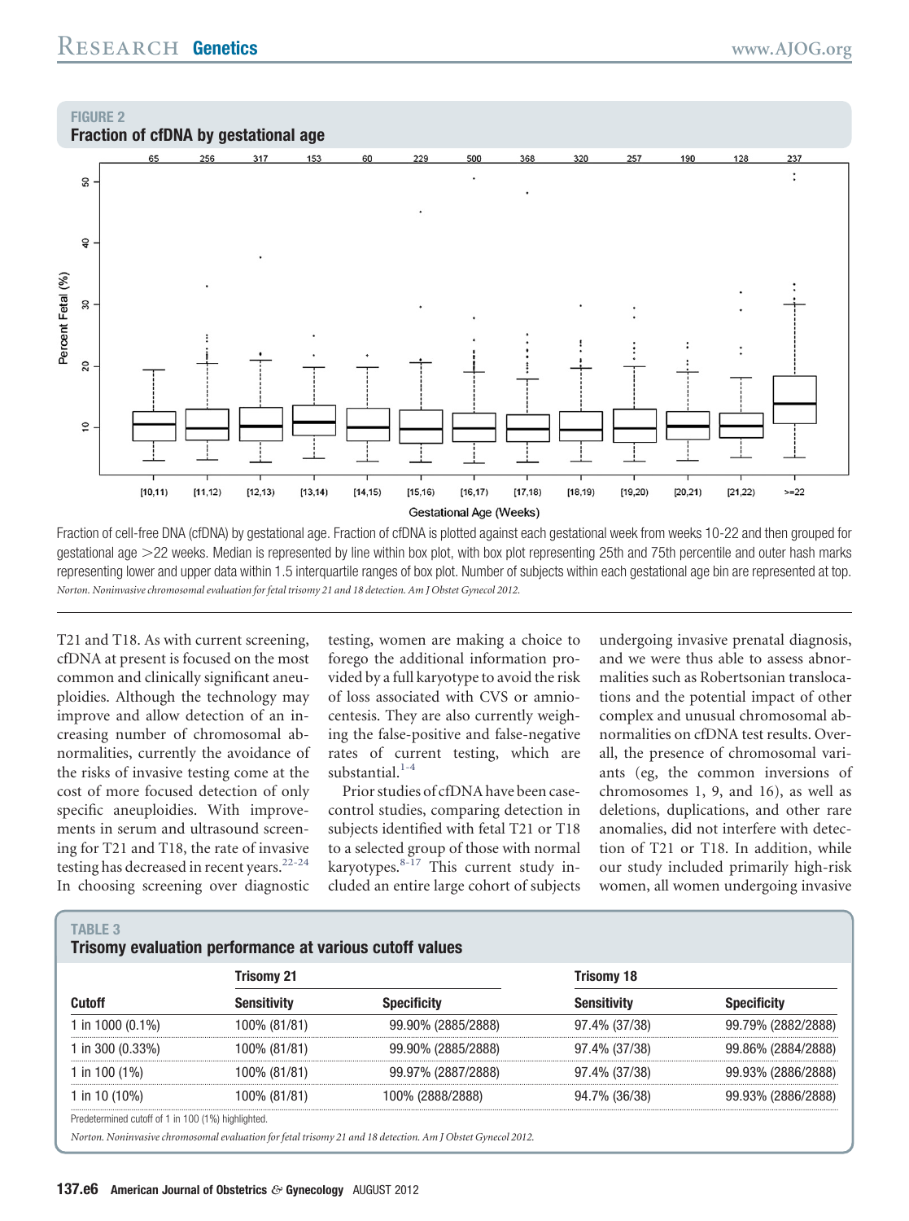**FIGURE 2**
**Fraction of cfDNA by gestational age**

Fraction of cell-free DNA (cfDNA) by gestational age. Fraction of cfDNA is plotted against each gestational week from weeks 10-22 and then grouped for gestational age >22 weeks. Median is represented by line within box plot, with box plot representing 25th and 75th percentile and outer hash marks representing lower and upper data within 1.5 interquartile ranges of box plot. Number of subjects within each gestational age bin are represented at top.

*Norton. Noninvasive chromosomal evaluation for fetal trisomy 21 and 18 detection. Am J Obstet Gynecol 2012.*

T21 and T18. As with current screening, cfDNA at present is focused on the most common and clinically significant aneuploidies. Although the technology may improve and allow detection of an increasing number of chromosomal abnormalities, currently the avoidance of the risks of invasive testing come at the cost of more focused detection of only specific aneuploidies. With improvements in serum and ultrasound screening for T21 and T18, the rate of invasive testing has decreased in recent years.[22-24] In choosing screening over diagnostic testing, women are making a choice to forego the additional information provided by a full karyotype to avoid the risk of loss associated with CVS or amniocentesis. They are also currently weighing the false-positive and false-negative rates of current testing, which are substantial.[1-4]

Prior studies of cfDNA have been case-control studies, comparing detection in subjects identified with fetal T21 or T18 to a selected group of those with normal karyotypes.[8-17] This current study included an entire large cohort of subjects undergoing invasive prenatal diagnosis, and we were thus able to assess abnormalities such as Robertsonian translocations and the potential impact of other complex and unusual chromosomal abnormalities on cfDNA test results. Overall, the presence of chromosomal variants (eg, the common inversions of chromosomes 1, 9, and 16), as well as deletions, duplications, and other rare anomalies, did not interfere with detection of T21 or T18. In addition, while our study included primarily high-risk women, all women undergoing invasive

**TABLE 3**
**Trisomy evaluation performance at various cutoff values**

| | Trisomy 21 | | Trisomy 18 | |
|---|---|---|---|---|
| Cutoff | Sensitivity | Specificity | Sensitivity | Specificity |
| 1 in 1000 (0.1%) | 100% (81/81) | 99.90% (2885/2888) | 97.4% (37/38) | 99.79% (2882/2888) |
| 1 in 300 (0.33%) | 100% (81/81) | 99.90% (2885/2888) | 97.4% (37/38) | 99.86% (2884/2888) |
| 1 in 100 (1%) | 100% (81/81) | 99.97% (2887/2888) | 97.4% (37/38) | 99.93% (2886/2888) |
| 1 in 10 (10%) | 100% (81/81) | 100% (2888/2888) | 94.7% (36/38) | 99.93% (2886/2888) |

Predetermined cutoff of 1 in 100 (1%) highlighted.

*Norton. Noninvasive chromosomal evaluation for fetal trisomy 21 and 18 detection. Am J Obstet Gynecol 2012.*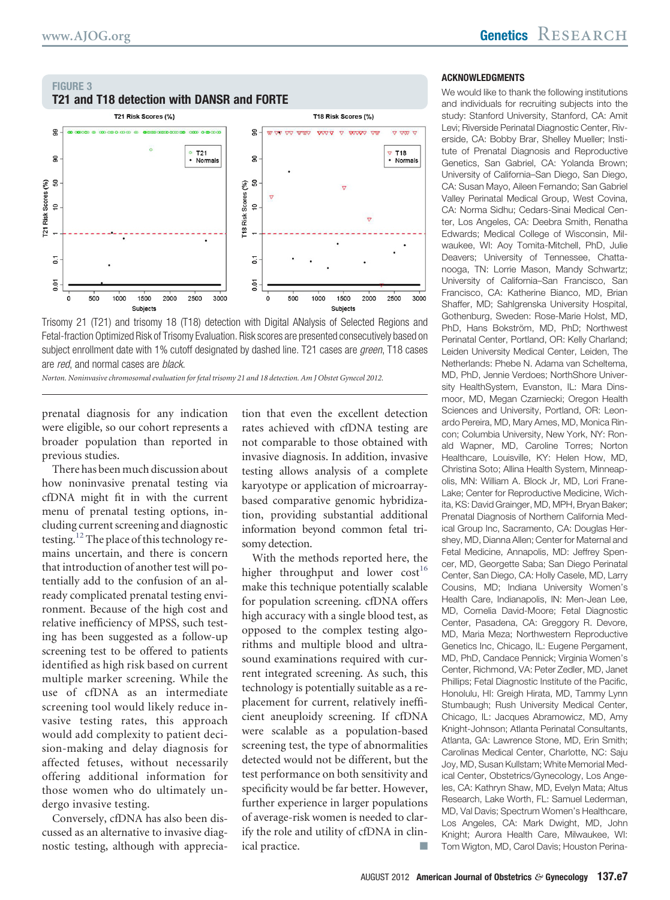**FIGURE 3**

**T21 and T18 detection with DANSR and FORTE**

Trisomy 21 (T21) and trisomy 18 (T18) detection with Digital ANalysis of Selected Regions and Fetal-fraction Optimized Risk of Trisomy Evaluation. Risk scores are presented consecutively based on subject enrollment date with 1% cutoff designated by dashed line. T21 cases are *green*, T18 cases are *red*, and normal cases are *black*.

*Norton. Noninvasive chromosomal evaluation for fetal trisomy 21 and 18 detection. Am J Obstet Gynecol 2012.*

prenatal diagnosis for any indication were eligible, so our cohort represents a broader population than reported in previous studies.

There has been much discussion about how noninvasive prenatal testing via cfDNA might fit in with the current menu of prenatal testing options, including current screening and diagnostic testing.[12] The place of this technology remains uncertain, and there is concern that introduction of another test will potentially add to the confusion of an already complicated prenatal testing environment. Because of the high cost and relative inefficiency of MPSS, such testing has been suggested as a follow-up screening test to be offered to patients identified as high risk based on current multiple marker screening. While the use of cfDNA as an intermediate screening tool would likely reduce invasive testing rates, this approach would add complexity to patient decision-making and delay diagnosis for affected fetuses, without necessarily offering additional information for those women who do ultimately undergo invasive testing.

Conversely, cfDNA has also been discussed as an alternative to invasive diagnostic testing, although with appreciation that even the excellent detection rates achieved with cfDNA testing are not comparable to those obtained with invasive diagnosis. In addition, invasive testing allows analysis of a complete karyotype or application of microarray-based comparative genomic hybridization, providing substantial additional information beyond common fetal trisomy detection.

With the methods reported here, the higher throughput and lower cost[16] make this technique potentially scalable for population screening. cfDNA offers high accuracy with a single blood test, as opposed to the complex testing algorithms and multiple blood and ultrasound examinations required with current integrated screening. As such, this technology is potentially suitable as a replacement for current, relatively inefficient aneuploidy screening. If cfDNA were scalable as a population-based screening test, the type of abnormalities detected would not be different, but the test performance on both sensitivity and specificity would be far better. However, further experience in larger populations of average-risk women is needed to clarify the role and utility of cfDNA in clinical practice. ■

## ACKNOWLEDGMENTS

We would like to thank the following institutions and individuals for recruiting subjects into the study: Stanford University, Stanford, CA: Amit Levi; Riverside Perinatal Diagnostic Center, Riverside, CA: Bobby Brar, Shelley Mueller; Institute of Prenatal Diagnosis and Reproductive Genetics, San Gabriel, CA: Yolanda Brown; University of California–San Diego, San Diego, CA: Susan Mayo, Aileen Fernando; San Gabriel Valley Perinatal Medical Group, West Covina, CA: Norma Sidhu; Cedars-Sinai Medical Center, Los Angeles, CA: Deebra Smith, Renatha Edwards; Medical College of Wisconsin, Milwaukee, WI: Aoy Tomita-Mitchell, PhD, Julie Deavers; University of Tennessee, Chattanooga, TN: Lorrie Mason, Mandy Schwartz; University of California–San Francisco, San Francisco, CA: Katherine Bianco, MD, Brian Shaffer, MD; Sahlgrenska University Hospital, Gothenburg, Sweden: Rose-Marie Holst, MD, PhD, Hans Bokström, MD, PhD; Northwest Perinatal Center, Portland, OR: Kelly Charland; Leiden University Medical Center, Leiden, The Netherlands: Phebe N. Adama van Scheltema, MD, PhD, Jennie Verdoes; NorthShore University HealthSystem, Evanston, IL: Mara Dinsmoor, MD, Megan Czarniecki; Oregon Health Sciences and University, Portland, OR: Leonardo Pereira, MD, Mary Ames, MD, Monica Rincon; Columbia University, New York, NY: Ronald Wapner, MD, Caroline Torres; Norton Healthcare, Louisville, KY: Helen How, MD, Christina Soto; Allina Health System, Minneapolis, MN: William A. Block Jr, MD, Lori Frane-Lake; Center for Reproductive Medicine, Wichita, KS: David Grainger, MD, MPH, Bryan Baker; Prenatal Diagnosis of Northern California Medical Group Inc, Sacramento, CA: Douglas Hershey, MD, Dianna Allen; Center for Maternal and Fetal Medicine, Annapolis, MD: Jeffrey Spencer, MD, Georgette Saba; San Diego Perinatal Center, San Diego, CA: Holly Casele, MD, Larry Cousins, MD; Indiana University Women's Health Care, Indianapolis, IN: Men-Jean Lee, MD, Cornelia David-Moore; Fetal Diagnostic Center, Pasadena, CA: Greggory R. Devore, MD, Maria Meza; Northwestern Reproductive Genetics Inc, Chicago, IL: Eugene Pergament, MD, PhD, Candace Pennick; Virginia Women's Center, Richmond, VA: Peter Zedler, MD, Janet Phillips; Fetal Diagnostic Institute of the Pacific, Honolulu, HI: Greigh Hirata, MD, Tammy Lynn Stumbaugh; Rush University Medical Center, Chicago, IL: Jacques Abramowicz, MD, Amy Knight-Johnson; Atlanta Perinatal Consultants, Atlanta, GA: Lawrence Stone, MD, Erin Smith; Carolinas Medical Center, Charlotte, NC: Saju Joy, MD, Susan Kullstam; White Memorial Medical Center, Obstetrics/Gynecology, Los Angeles, CA: Kathryn Shaw, MD, Evelyn Mata; Altus Research, Lake Worth, FL: Samuel Lederman, MD, Val Davis; Spectrum Women's Healthcare, Los Angeles, CA: Mark Dwight, MD, John Knight; Aurora Health Care, Milwaukee, WI: Tom Wigton, MD, Carol Davis; Houston Perina-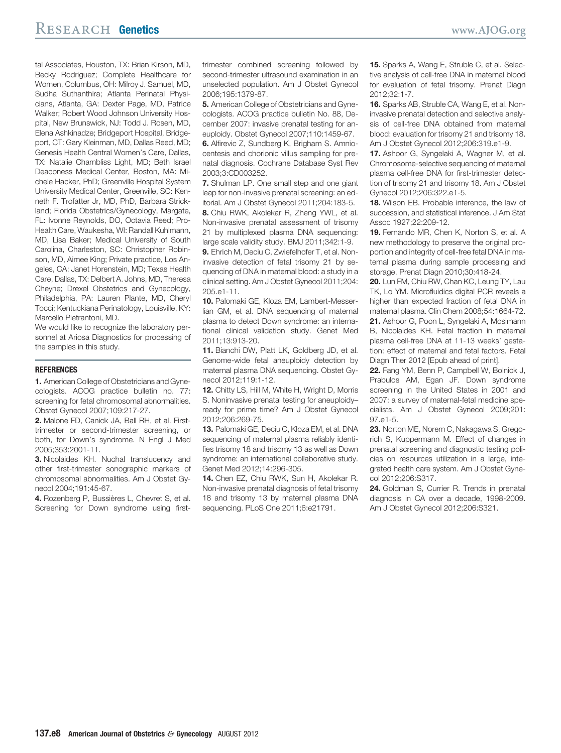tal Associates, Houston, TX: Brian Kirson, MD, Becky Rodriguez; Complete Healthcare for Women, Columbus, OH: Milroy J. Samuel, MD, Sudha Suthanthira; Atlanta Perinatal Physicians, Atlanta, GA: Dexter Page, MD, Patrice Walker; Robert Wood Johnson University Hospital, New Brunswick, NJ: Todd J. Rosen, MD, Elena Ashkinadze; Bridgeport Hospital, Bridgeport, CT: Gary Kleinman, MD, Dallas Reed, MD; Genesis Health Central Women's Care, Dallas, TX: Natalie Chambliss Light, MD; Beth Israel Deaconess Medical Center, Boston, MA: Michele Hacker, PhD; Greenville Hospital System University Medical Center, Greenville, SC: Kenneth F. Trofatter Jr, MD, PhD, Barbara Strickland; Florida Obstetrics/Gynecology, Margate, FL: Ivonne Reynolds, DO, Octavia Reed; ProHealth Care, Waukesha, WI: Randall Kuhlmann, MD, Lisa Baker; Medical University of South Carolina, Charleston, SC: Christopher Robinson, MD, Aimee King; Private practice, Los Angeles, CA: Janet Horenstein, MD; Texas Health Care, Dallas, TX: Delbert A. Johns, MD, Theresa Cheyne; Drexel Obstetrics and Gynecology, Philadelphia, PA: Lauren Plante, MD, Cheryl Tocci; Kentuckiana Perinatology, Louisville, KY: Marcello Pietrantoni, MD.

We would like to recognize the laboratory personnel at Ariosa Diagnostics for processing of the samples in this study.

## REFERENCES

1. American College of Obstetricians and Gynecologists. ACOG practice bulletin no. 77: screening for fetal chromosomal abnormalities. Obstet Gynecol 2007;109:217-27.
2. Malone FD, Canick JA, Ball RH, et al. First-trimester or second-trimester screening, or both, for Down's syndrome. N Engl J Med 2005;353:2001-11.
3. Nicolaides KH. Nuchal translucency and other first-trimester sonographic markers of chromosomal abnormalities. Am J Obstet Gynecol 2004;191:45-67.
4. Rozenberg P, Bussières L, Chevret S, et al. Screening for Down syndrome using first-trimester combined screening followed by second-trimester ultrasound examination in an unselected population. Am J Obstet Gynecol 2006;195:1379-87.
5. American College of Obstetricians and Gynecologists. ACOG practice bulletin No. 88, December 2007: invasive prenatal testing for aneuploidy. Obstet Gynecol 2007;110:1459-67.
6. Alfirevic Z, Sundberg K, Brigham S. Amniocentesis and chorionic villus sampling for prenatal diagnosis. Cochrane Database Syst Rev 2003;3:CD003252.
7. Shulman LP. One small step and one giant leap for non-invasive prenatal screening: an editorial. Am J Obstet Gynecol 2011;204:183-5.
8. Chiu RWK, Akolekar R, Zheng YWL, et al. Non-invasive prenatal assessment of trisomy 21 by multiplexed plasma DNA sequencing: large scale validity study. BMJ 2011;342:1-9.
9. Ehrich M, Deciu C, Zwiefelhofer T, et al. Noninvasive detection of fetal trisomy 21 by sequencing of DNA in maternal blood: a study in a clinical setting. Am J Obstet Gynecol 2011;204:205.e1-11.
10. Palomaki GE, Kloza EM, Lambert-Messerlian GM, et al. DNA sequencing of maternal plasma to detect Down syndrome: an international clinical validation study. Genet Med 2011;13:913-20.
11. Bianchi DW, Platt LK, Goldberg JD, et al. Genome-wide fetal aneuploidy detection by maternal plasma DNA sequencing. Obstet Gynecol 2012;119:1-12.
12. Chitty LS, Hill M, White H, Wright D, Morris S. Noninvasive prenatal testing for aneuploidy–ready for prime time? Am J Obstet Gynecol 2012;206:269-75.
13. Palomaki GE, Deciu C, Kloza EM, et al. DNA sequencing of maternal plasma reliably identifies trisomy 18 and trisomy 13 as well as Down syndrome: an international collaborative study. Genet Med 2012;14:296-305.
14. Chen EZ, Chiu RWK, Sun H, Akolekar R. Non-invasive prenatal diagnosis of fetal trisomy 18 and trisomy 13 by maternal plasma DNA sequencing. PLoS One 2011;6:e21791.
15. Sparks A, Wang E, Struble C, et al. Selective analysis of cell-free DNA in maternal blood for evaluation of fetal trisomy. Prenat Diagn 2012;32:1-7.
16. Sparks AB, Struble CA, Wang E, et al. Noninvasive prenatal detection and selective analysis of cell-free DNA obtained from maternal blood: evaluation for trisomy 21 and trisomy 18. Am J Obstet Gynecol 2012;206:319.e1-9.
17. Ashoor G, Syngelaki A, Wagner M, et al. Chromosome-selective sequencing of maternal plasma cell-free DNA for first-trimester detection of trisomy 21 and trisomy 18. Am J Obstet Gynecol 2012;206:322.e1-5.
18. Wilson EB. Probable inference, the law of succession, and statistical inference. J Am Stat Assoc 1927;22:209-12.
19. Fernando MR, Chen K, Norton S, et al. A new methodology to preserve the original proportion and integrity of cell-free fetal DNA in maternal plasma during sample processing and storage. Prenat Diagn 2010;30:418-24.
20. Lun FM, Chiu RW, Chan KC, Leung TY, Lau TK, Lo YM. Microfluidics digital PCR reveals a higher than expected fraction of fetal DNA in maternal plasma. Clin Chem 2008;54:1664-72.
21. Ashoor G, Poon L, Syngelaki A, Mosimann B, Nicolaides KH. Fetal fraction in maternal plasma cell-free DNA at 11-13 weeks' gestation: effect of maternal and fetal factors. Fetal Diagn Ther 2012 [Epub ahead of print].
22. Fang YM, Benn P, Campbell W, Bolnick J, Prabulos AM, Egan JF. Down syndrome screening in the United States in 2001 and 2007: a survey of maternal-fetal medicine specialists. Am J Obstet Gynecol 2009;201:97.e1-5.
23. Norton ME, Norem C, Nakagawa S, Gregorich S, Kuppermann M. Effect of changes in prenatal screening and diagnostic testing policies on resources utilization in a large, integrated health care system. Am J Obstet Gynecol 2012;206:S317.
24. Goldman S, Currier R. Trends in prenatal diagnosis in CA over a decade, 1998-2009. Am J Obstet Gynecol 2012;206:S321.